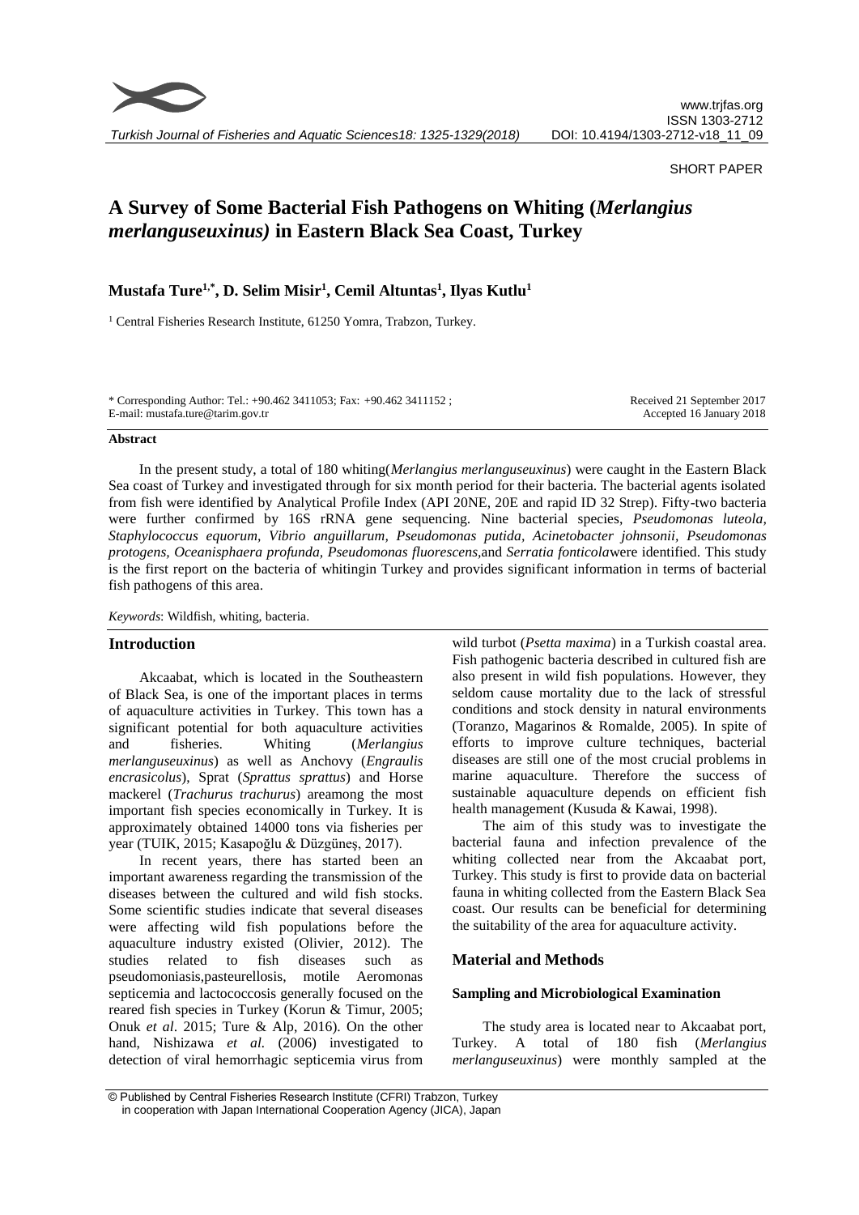SHORT PAPER

# A Survey of Some Bacterial Fish Pathogens on Whiting (*Merlangius merlanguseuxinus)* in Eastern Black Sea Coast, Turkey

**Mustafa Ture[1,*], D. Selim Misir[1], Cemil Altuntas[1], Ilyas Kutlu[1]**

[1] Central Fisheries Research Institute, 61250 Yomra, Trabzon, Turkey.

\* Corresponding Author: Tel.: +90.462 3411053; Fax: +90.462 3411152 ;
E-mail: mustafa.ture@tarim.gov.tr

Received 21 September 2017
Accepted 16 January 2018

#### Abstract

In the present study, a total of 180 whiting(*Merlangius merlanguseuxinus*) were caught in the Eastern Black Sea coast of Turkey and investigated through for six month period for their bacteria. The bacterial agents isolated from fish were identified by Analytical Profile Index (API 20NE, 20E and rapid ID 32 Strep). Fifty-two bacteria were further confirmed by 16S rRNA gene sequencing. Nine bacterial species, *Pseudomonas luteola, Staphylococcus equorum, Vibrio anguillarum, Pseudomonas putida, Acinetobacter johnsonii, Pseudomonas protogens, Oceanisphaera profunda, Pseudomonas fluorescens,*and *Serratia fonticola*were identified. This study is the first report on the bacteria of whitingin Turkey and provides significant information in terms of bacterial fish pathogens of this area.

*Keywords*: Wildfish, whiting, bacteria.

## Introduction

Akcaabat, which is located in the Southeastern of Black Sea, is one of the important places in terms of aquaculture activities in Turkey. This town has a significant potential for both aquaculture activities and fisheries. Whiting (*Merlangius merlanguseuxinus*) as well as Anchovy (*Engraulis encrasicolus*), Sprat (*Sprattus sprattus*) and Horse mackerel (*Trachurus trachurus*) areamong the most important fish species economically in Turkey. It is approximately obtained 14000 tons via fisheries per year (TUIK, 2015; Kasapoğlu & Düzgüneş, 2017).

In recent years, there has started been an important awareness regarding the transmission of the diseases between the cultured and wild fish stocks. Some scientific studies indicate that several diseases were affecting wild fish populations before the aquaculture industry existed (Olivier, 2012). The studies related to fish diseases such as pseudomoniasis,pasteurellosis, motile Aeromonas septicemia and lactococcosis generally focused on the reared fish species in Turkey (Korun & Timur, 2005; Onuk *et al*. 2015; Ture & Alp, 2016). On the other hand, Nishizawa *et al.* (2006) investigated to detection of viral hemorrhagic septicemia virus from wild turbot (*Psetta maxima*) in a Turkish coastal area. Fish pathogenic bacteria described in cultured fish are also present in wild fish populations. However, they seldom cause mortality due to the lack of stressful conditions and stock density in natural environments (Toranzo, Magarinos & Romalde, 2005). In spite of efforts to improve culture techniques, bacterial diseases are still one of the most crucial problems in marine aquaculture. Therefore the success of sustainable aquaculture depends on efficient fish health management (Kusuda & Kawai, 1998).

The aim of this study was to investigate the bacterial fauna and infection prevalence of the whiting collected near from the Akcaabat port, Turkey. This study is first to provide data on bacterial fauna in whiting collected from the Eastern Black Sea coast. Our results can be beneficial for determining the suitability of the area for aquaculture activity.

## Material and Methods

### Sampling and Microbiological Examination

The study area is located near to Akcaabat port, Turkey. A total of 180 fish (*Merlangius merlanguseuxinus*) were monthly sampled at the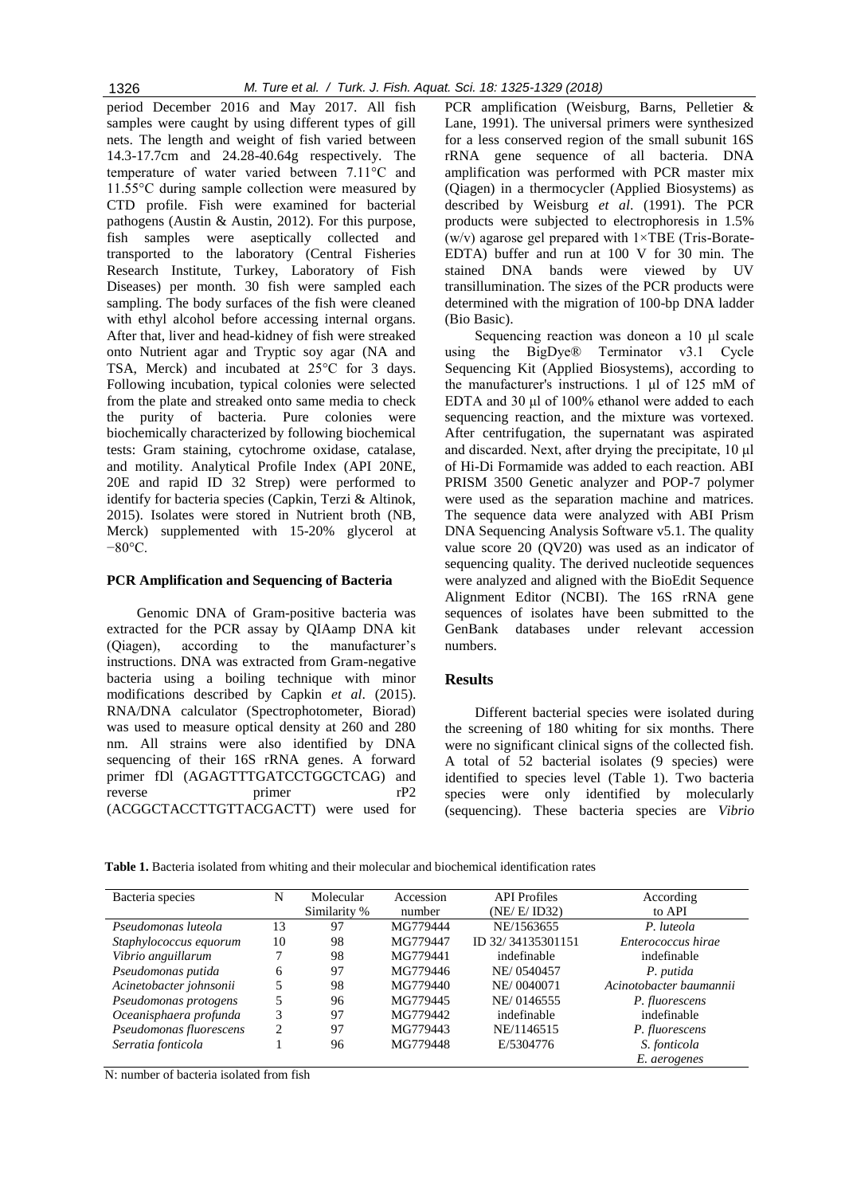period December 2016 and May 2017. All fish samples were caught by using different types of gill nets. The length and weight of fish varied between 14.3-17.7cm and 24.28-40.64g respectively. The temperature of water varied between 7.11°C and 11.55°C during sample collection were measured by CTD profile. Fish were examined for bacterial pathogens (Austin & Austin, 2012). For this purpose, fish samples were aseptically collected and transported to the laboratory (Central Fisheries Research Institute, Turkey, Laboratory of Fish Diseases) per month. 30 fish were sampled each sampling. The body surfaces of the fish were cleaned with ethyl alcohol before accessing internal organs. After that, liver and head-kidney of fish were streaked onto Nutrient agar and Tryptic soy agar (NA and TSA, Merck) and incubated at 25°C for 3 days. Following incubation, typical colonies were selected from the plate and streaked onto same media to check the purity of bacteria. Pure colonies were biochemically characterized by following biochemical tests: Gram staining, cytochrome oxidase, catalase, and motility. Analytical Profile Index (API 20NE, 20E and rapid ID 32 Strep) were performed to identify for bacteria species (Capkin, Terzi & Altinok, 2015). Isolates were stored in Nutrient broth (NB, Merck) supplemented with 15-20% glycerol at −80°C.

### PCR Amplification and Sequencing of Bacteria

Genomic DNA of Gram-positive bacteria was extracted for the PCR assay by QIAamp DNA kit (Qiagen), according to the manufacturer's instructions. DNA was extracted from Gram-negative bacteria using a boiling technique with minor modifications described by Capkin *et al*. (2015). RNA/DNA calculator (Spectrophotometer, Biorad) was used to measure optical density at 260 and 280 nm. All strains were also identified by DNA sequencing of their 16S rRNA genes. A forward primer fDl (AGAGTTTGATCCTGGCTCAG) and reverse primer rP2 (ACGGCTACCTTGTTACGACTT) were used for PCR amplification (Weisburg, Barns, Pelletier & Lane, 1991). The universal primers were synthesized for a less conserved region of the small subunit 16S rRNA gene sequence of all bacteria. DNA amplification was performed with PCR master mix (Qiagen) in a thermocycler (Applied Biosystems) as described by Weisburg *et al*. (1991). The PCR products were subjected to electrophoresis in 1.5% (w/v) agarose gel prepared with 1×TBE (Tris-Borate-EDTA) buffer and run at 100 V for 30 min. The stained DNA bands were viewed by UV transillumination. The sizes of the PCR products were determined with the migration of 100-bp DNA ladder (Bio Basic).

Sequencing reaction was doneon a 10 µl scale using the BigDye® Terminator v3.1 Cycle Sequencing Kit (Applied Biosystems), according to the manufacturer's instructions. 1 µl of 125 mM of EDTA and 30 µl of 100% ethanol were added to each sequencing reaction, and the mixture was vortexed. After centrifugation, the supernatant was aspirated and discarded. Next, after drying the precipitate, 10 µl of Hi-Di Formamide was added to each reaction. ABI PRISM 3500 Genetic analyzer and POP-7 polymer were used as the separation machine and matrices. The sequence data were analyzed with ABI Prism DNA Sequencing Analysis Software v5.1. The quality value score 20 (QV20) was used as an indicator of sequencing quality. The derived nucleotide sequences were analyzed and aligned with the BioEdit Sequence Alignment Editor (NCBI). The 16S rRNA gene sequences of isolates have been submitted to the GenBank databases under relevant accession numbers.

## Results

Different bacterial species were isolated during the screening of 180 whiting for six months. There were no significant clinical signs of the collected fish. A total of 52 bacterial isolates (9 species) were identified to species level (Table 1). Two bacteria species were only identified by molecularly (sequencing). These bacteria species are *Vibrio*

**Table 1.** Bacteria isolated from whiting and their molecular and biochemical identification rates

| Bacteria species | N | Molecular Similarity % | Accession number | API Profiles (NE/ E/ ID32) | According to API |
|---|---|---|---|---|---|
| *Pseudomonas luteola* | 13 | 97 | MG779444 | NE/1563655 | *P. luteola* |
| *Staphylococcus equorum* | 10 | 98 | MG779447 | ID 32/ 34135301151 | *Enterococcus hirae* |
| *Vibrio anguillarum* | 7 | 98 | MG779441 | indefinable | indefinable |
| *Pseudomonas putida* | 6 | 97 | MG779446 | NE/ 0540457 | *P. putida* |
| *Acinetobacter johnsonii* | 5 | 98 | MG779440 | NE/ 0040071 | *Acinotobacter baumannii* |
| *Pseudomonas protogens* | 5 | 96 | MG779445 | NE/ 0146555 | *P. fluorescens* |
| *Oceanisphaera profunda* | 3 | 97 | MG779442 | indefinable | indefinable |
| *Pseudomonas fluorescens* | 2 | 97 | MG779443 | NE/1146515 | *P. fluorescens* |
| *Serratia fonticola* | 1 | 96 | MG779448 | E/5304776 | *S. fonticola* *E. aerogenes* |

N: number of bacteria isolated from fish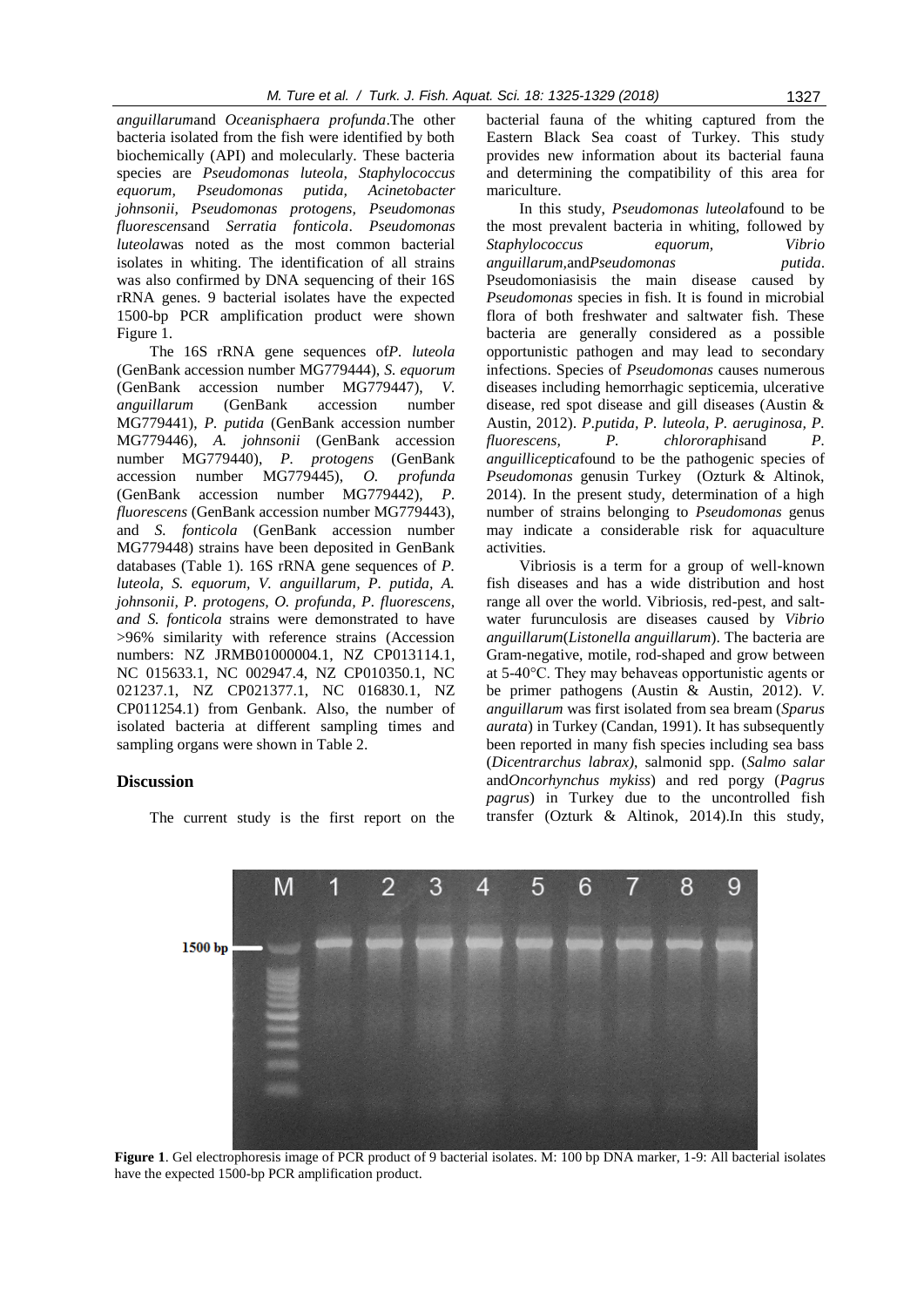*anguillarum*and *Oceanisphaera profunda*.The other bacteria isolated from the fish were identified by both biochemically (API) and molecularly. These bacteria species are *Pseudomonas luteola, Staphylococcus equorum, Pseudomonas putida, Acinetobacter johnsonii, Pseudomonas protogens, Pseudomonas fluorescens*and *Serratia fonticola*. *Pseudomonas luteola*was noted as the most common bacterial isolates in whiting. The identification of all strains was also confirmed by DNA sequencing of their 16S rRNA genes. 9 bacterial isolates have the expected 1500-bp PCR amplification product were shown Figure 1.

The 16S rRNA gene sequences of*P. luteola* (GenBank accession number MG779444), *S. equorum* (GenBank accession number MG779447), *V. anguillarum* (GenBank accession number MG779441), *P. putida* (GenBank accession number MG779446), *A. johnsonii* (GenBank accession number MG779440), *P. protogens* (GenBank accession number MG779445), *O. profunda* (GenBank accession number MG779442), *P. fluorescens* (GenBank accession number MG779443), and *S. fonticola* (GenBank accession number MG779448) strains have been deposited in GenBank databases (Table 1). 16S rRNA gene sequences of *P. luteola, S. equorum, V. anguillarum, P. putida, A. johnsonii, P. protogens, O. profunda, P. fluorescens, and S. fonticola* strains were demonstrated to have >96% similarity with reference strains (Accession numbers: NZ JRMB01000004.1, NZ CP013114.1, NC 015633.1, NC 002947.4, NZ CP010350.1, NC 021237.1, NZ CP021377.1, NC 016830.1, NZ CP011254.1) from Genbank. Also, the number of isolated bacteria at different sampling times and sampling organs were shown in Table 2.

## Discussion

The current study is the first report on the bacterial fauna of the whiting captured from the Eastern Black Sea coast of Turkey. This study provides new information about its bacterial fauna and determining the compatibility of this area for mariculture.

In this study, *Pseudomonas luteola*found to be the most prevalent bacteria in whiting, followed by *Staphylococcus equorum, Vibrio anguillarum,*and*Pseudomonas putida*. Pseudomoniasisis the main disease caused by *Pseudomonas* species in fish. It is found in microbial flora of both freshwater and saltwater fish. These bacteria are generally considered as a possible opportunistic pathogen and may lead to secondary infections. Species of *Pseudomonas* causes numerous diseases including hemorrhagic septicemia, ulcerative disease, red spot disease and gill diseases (Austin & Austin, 2012). *P.putida, P. luteola, P. aeruginosa, P. fluorescens, P. chlororaphis*and *P. anguilliseptica*found to be the pathogenic species of *Pseudomonas* genusin Turkey (Ozturk & Altinok, 2014). In the present study, determination of a high number of strains belonging to *Pseudomonas* genus may indicate a considerable risk for aquaculture activities.

Vibriosis is a term for a group of well-known fish diseases and has a wide distribution and host range all over the world. Vibriosis, red-pest, and salt-water furunculosis are diseases caused by *Vibrio anguillarum*(*Listonella anguillarum*). The bacteria are Gram-negative, motile, rod-shaped and grow between at 5-40°C. They may behaveas opportunistic agents or be primer pathogens (Austin & Austin, 2012). *V. anguillarum* was first isolated from sea bream (*Sparus aurata*) in Turkey (Candan, 1991). It has subsequently been reported in many fish species including sea bass (*Dicentrarchus labrax)*, salmonid spp. (*Salmo salar* and*Oncorhynchus mykiss*) and red porgy (*Pagrus pagrus*) in Turkey due to the uncontrolled fish transfer (Ozturk & Altinok, 2014).In this study,

**Figure 1**. Gel electrophoresis image of PCR product of 9 bacterial isolates. M: 100 bp DNA marker, 1-9: All bacterial isolates have the expected 1500-bp PCR amplification product.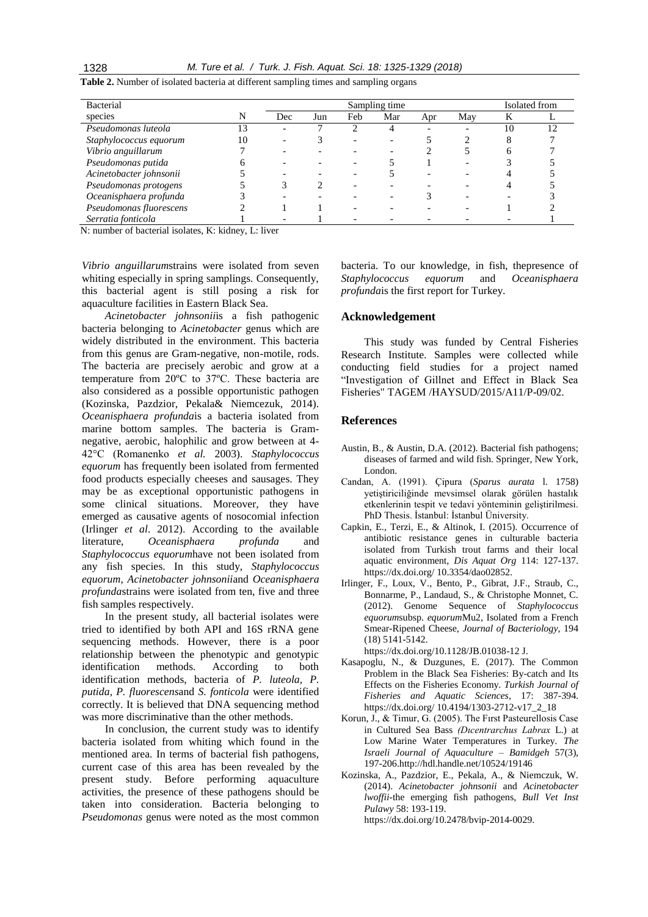**Table 2.** Number of isolated bacteria at different sampling times and sampling organs

| Bacterial species | N | Sampling time | | | | | | Isolated from | |
|---|---|---|---|---|---|---|---|---|---|
| | | Dec | Jun | Feb | Mar | Apr | May | K | L |
| *Pseudomonas luteola* | 13 | - | 7 | 2 | 4 | - | - | 10 | 12 |
| *Staphylococcus equorum* | 10 | - | 3 | - | - | 5 | 2 | 8 | 7 |
| *Vibrio anguillarum* | 7 | - | - | - | - | 2 | 5 | 6 | 7 |
| *Pseudomonas putida* | 6 | - | - | - | 5 | 1 | - | 3 | 5 |
| *Acinetobacter johnsonii* | 5 | - | - | - | 5 | - | - | 4 | 5 |
| *Pseudomonas protogens* | 5 | 3 | 2 | - | - | - | - | 4 | 5 |
| *Oceanisphaera profunda* | 3 | - | - | - | - | 3 | - | - | 3 |
| *Pseudomonas fluorescens* | 2 | 1 | 1 | - | - | - | - | 1 | 2 |
| *Serratia fonticola* | 1 | - | 1 | - | - | - | - | - | 1 |

N: number of bacterial isolates, K: kidney, L: liver

*Vibrio anguillarum*strains were isolated from seven whiting especially in spring samplings. Consequently, this bacterial agent is still posing a risk for aquaculture facilities in Eastern Black Sea.

*Acinetobacter johnsonii*is a fish pathogenic bacteria belonging to *Acinetobacter* genus which are widely distributed in the environment. This bacteria from this genus are Gram-negative, non-motile, rods. The bacteria are precisely aerobic and grow at a temperature from 20ºC to 37ºC. These bacteria are also considered as a possible opportunistic pathogen (Kozinska, Pazdzior, Pekala& Niemcezuk, 2014). *Oceanisphaera profunda*is a bacteria isolated from marine bottom samples. The bacteria is Gram-negative, aerobic, halophilic and grow between at 4-42°C (Romanenko *et al.* 2003). *Staphylococcus equorum* has frequently been isolated from fermented food products especially cheeses and sausages. They may be as exceptional opportunistic pathogens in some clinical situations. Moreover, they have emerged as causative agents of nosocomial infection (Irlinger *et al*. 2012). According to the available literature, *Oceanisphaera profunda* and *Staphylococcus equorum*have not been isolated from any fish species. In this study, *Staphylococcus equorum, Acinetobacter johnsonii*and *Oceanisphaera profunda*strains were isolated from ten, five and three fish samples respectively.

In the present study, all bacterial isolates were tried to identified by both API and 16S rRNA gene sequencing methods. However, there is a poor relationship between the phenotypic and genotypic identification methods. According to both identification methods, bacteria of *P. luteola, P. putida, P. fluorescens*and *S. fonticola* were identified correctly. It is believed that DNA sequencing method was more discriminative than the other methods.

In conclusion, the current study was to identify bacteria isolated from whiting which found in the mentioned area. In terms of bacterial fish pathogens, current case of this area has been revealed by the present study. Before performing aquaculture activities, the presence of these pathogens should be taken into consideration. Bacteria belonging to *Pseudomonas* genus were noted as the most common bacteria. To our knowledge, in fish, thepresence of *Staphylococcus equorum* and *Oceanisphaera profunda*is the first report for Turkey.

## Acknowledgement

This study was funded by Central Fisheries Research Institute. Samples were collected while conducting field studies for a project named "Investigation of Gillnet and Effect in Black Sea Fisheries" TAGEM /HAYSUD/2015/A11/P-09/02.

## References

Austin, B., & Austin, D.A. (2012). Bacterial fish pathogens; diseases of farmed and wild fish. Springer, New York, London.

Candan, A. (1991). Çipura (*Sparus aurata* l. 1758) yetiştiriciliğinde mevsimsel olarak görülen hastalık etkenlerinin tespit ve tedavi yönteminin geliştirilmesi. PhD Thesis. İstanbul: İstanbul Üniversity.

Capkin, E., Terzi, E., & Altinok, I. (2015). Occurrence of antibiotic resistance genes in culturable bacteria isolated from Turkish trout farms and their local aquatic environment, *Dis Aquat Org* 114: 127-137. https://dx.doi.org/ 10.3354/dao02852.

Irlinger, F., Loux, V., Bento, P., Gibrat, J.F., Straub, C., Bonnarme, P., Landaud, S., & Christophe Monnet, C. (2012). Genome Sequence of *Staphylococcus equorum*subsp. *equorum*Mu2, Isolated from a French Smear-Ripened Cheese, *Journal of Bacteriology*, 194 (18) 5141-5142. https://dx.doi.org/10.1128/JB.01038-12 J.

Kasapoglu, N., & Duzgunes, E. (2017). The Common Problem in the Black Sea Fisheries: By-catch and Its Effects on the Fisheries Economy. *Turkish Journal of Fisheries and Aquatic Sciences*, 17: 387-394. https://dx.doi.org/ 10.4194/1303-2712-v17_2_18

Korun, J., & Timur, G. (2005). The Fırst Pasteurellosis Case in Cultured Sea Bass *(Dıcentrarchus Labrax* L.) at Low Marine Water Temperatures in Turkey. *The Israeli Journal of Aquaculture – Bamidgeh* 57(3), 197-206.http://hdl.handle.net/10524/19146

Kozinska, A., Pazdzior, E., Pekala, A., & Niemczuk, W. (2014). *Acinetobacter johnsonii* and *Acinetobacter lwoffii*-the emerging fish pathogens, *Bull Vet Inst Pulawy* 58: 193-119. https://dx.doi.org/10.2478/bvip-2014-0029.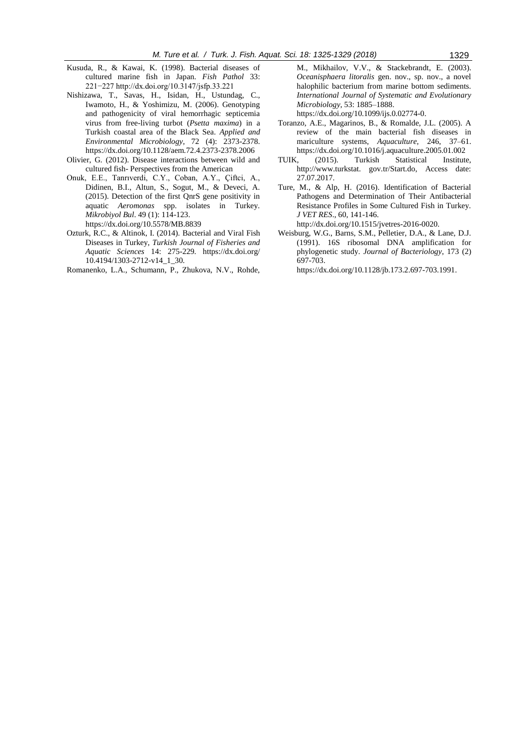Kusuda, R., & Kawai, K. (1998). Bacterial diseases of cultured marine fish in Japan. *Fish Pathol* 33: 221−227 http://dx.doi.org/10.3147/jsfp.33.221

Nishizawa, T., Savas, H., Isidan, H., Ustundag, C., Iwamoto, H., & Yoshimizu, M. (2006). Genotyping and pathogenicity of viral hemorrhagic septicemia virus from free-living turbot (*Psetta maxima*) in a Turkish coastal area of the Black Sea. *Applied and Environmental Microbiology*, 72 (4): 2373-2378. https://dx.doi.org/10.1128/aem.72.4.2373-2378.2006

Olivier, G. (2012). Disease interactions between wild and cultured fish- Perspectives from the American

Onuk, E.E., Tanrıverdi, C.Y., Coban, A.Y., Çiftci, A., Didinen, B.I., Altun, S., Sogut, M., & Deveci, A. (2015). Detection of the first QnrS gene positivity in aquatic *Aeromonas* spp. isolates in Turkey. *Mikrobiyol Bul*. 49 (1): 114-123. https://dx.doi.org/10.5578/MB.8839

Ozturk, R.C., & Altinok, I. (2014). Bacterial and Viral Fish Diseases in Turkey, *Turkish Journal of Fisheries and Aquatic Sciences* 14: 275-229. https://dx.doi.org/10.4194/1303-2712-v14_1_30.

Romanenko, L.A., Schumann, P., Zhukova, N.V., Rohde, M., Mikhailov, V.V., & Stackebrandt, E. (2003). *Oceanisphaera litoralis* gen. nov., sp. nov., a novel halophilic bacterium from marine bottom sediments. *International Journal of Systematic and Evolutionary Microbiology*, 53: 1885–1888. https://dx.doi.org/10.1099/ijs.0.02774-0.

Toranzo, A.E., Magarinos, B., & Romalde, J.L. (2005). A review of the main bacterial fish diseases in mariculture systems, *Aquaculture*, 246, 37–61. https://dx.doi.org/10.1016/j.aquaculture.2005.01.002

TUIK, (2015). Turkish Statistical Institute, http://www.turkstat. gov.tr/Start.do, Access date: 27.07.2017.

Ture, M., & Alp, H. (2016). Identification of Bacterial Pathogens and Determination of Their Antibacterial Resistance Profiles in Some Cultured Fish in Turkey. *J VET RES*., 60, 141-146. http://dx.doi.org/10.1515/jvetres-2016-0020.

Weisburg, W.G., Barns, S.M., Pelletier, D.A., & Lane, D.J. (1991). 16S ribosomal DNA amplification for phylogenetic study. *Journal of Bacteriology*, 173 (2) 697-703. https://dx.doi.org/10.1128/jb.173.2.697-703.1991.